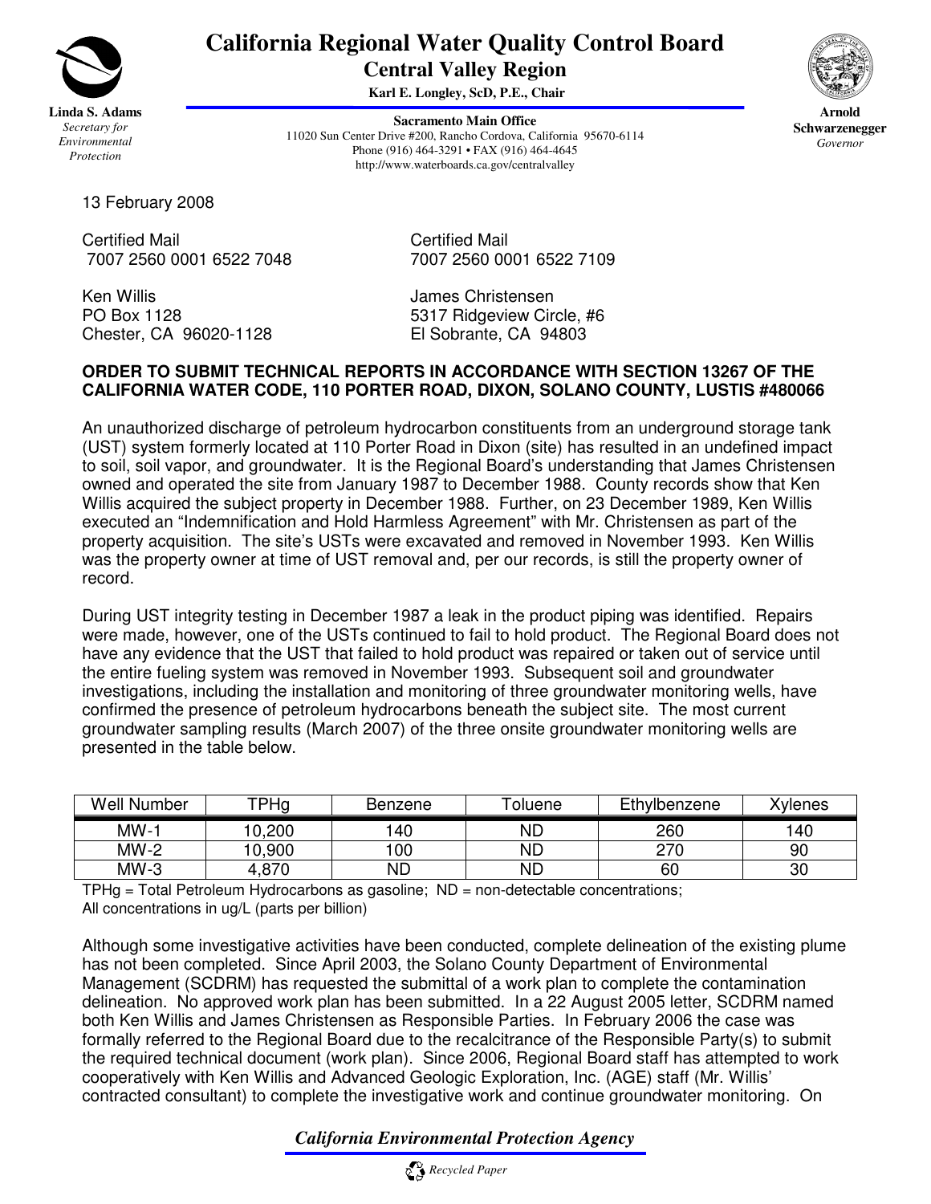# California Regional Water Quality Control Board

## Central Valley Region

**Karl E. Longley, ScD, P.E., Chair**

**Linda S. Adams**
*Secretary for Environmental Protection*

**Sacramento Main Office**
11020 Sun Center Drive #200, Rancho Cordova, California 95670-6114
Phone (916) 464-3291 • FAX (916) 464-4645
http://www.waterboards.ca.gov/centralvalley

**Arnold Schwarzenegger**
*Governor*

13 February 2008

Certified Mail
7007 2560 0001 6522 7048

Ken Willis
PO Box 1128
Chester, CA 96020-1128

Certified Mail
7007 2560 0001 6522 7109

James Christensen
5317 Ridgeview Circle, #6
El Sobrante, CA 94803

**ORDER TO SUBMIT TECHNICAL REPORTS IN ACCORDANCE WITH SECTION 13267 OF THE CALIFORNIA WATER CODE, 110 PORTER ROAD, DIXON, SOLANO COUNTY, LUSTIS #480066**

An unauthorized discharge of petroleum hydrocarbon constituents from an underground storage tank (UST) system formerly located at 110 Porter Road in Dixon (site) has resulted in an undefined impact to soil, soil vapor, and groundwater. It is the Regional Board's understanding that James Christensen owned and operated the site from January 1987 to December 1988. County records show that Ken Willis acquired the subject property in December 1988. Further, on 23 December 1989, Ken Willis executed an "Indemnification and Hold Harmless Agreement" with Mr. Christensen as part of the property acquisition. The site's USTs were excavated and removed in November 1993. Ken Willis was the property owner at time of UST removal and, per our records, is still the property owner of record.

During UST integrity testing in December 1987 a leak in the product piping was identified. Repairs were made, however, one of the USTs continued to fail to hold product. The Regional Board does not have any evidence that the UST that failed to hold product was repaired or taken out of service until the entire fueling system was removed in November 1993. Subsequent soil and groundwater investigations, including the installation and monitoring of three groundwater monitoring wells, have confirmed the presence of petroleum hydrocarbons beneath the subject site. The most current groundwater sampling results (March 2007) of the three onsite groundwater monitoring wells are presented in the table below.

| Well Number | TPHg | Benzene | Toluene | Ethylbenzene | Xylenes |
|---|---|---|---|---|---|
| MW-1 | 10,200 | 140 | ND | 260 | 140 |
| MW-2 | 10,900 | 100 | ND | 270 | 90 |
| MW-3 | 4,870 | ND | ND | 60 | 30 |

TPHg = Total Petroleum Hydrocarbons as gasoline; ND = non-detectable concentrations;
All concentrations in ug/L (parts per billion)

Although some investigative activities have been conducted, complete delineation of the existing plume has not been completed. Since April 2003, the Solano County Department of Environmental Management (SCDRM) has requested the submittal of a work plan to complete the contamination delineation. No approved work plan has been submitted. In a 22 August 2005 letter, SCDRM named both Ken Willis and James Christensen as Responsible Parties. In February 2006 the case was formally referred to the Regional Board due to the recalcitrance of the Responsible Party(s) to submit the required technical document (work plan). Since 2006, Regional Board staff has attempted to work cooperatively with Ken Willis and Advanced Geologic Exploration, Inc. (AGE) staff (Mr. Willis' contracted consultant) to complete the investigative work and continue groundwater monitoring. On

*California Environmental Protection Agency*

*Recycled Paper*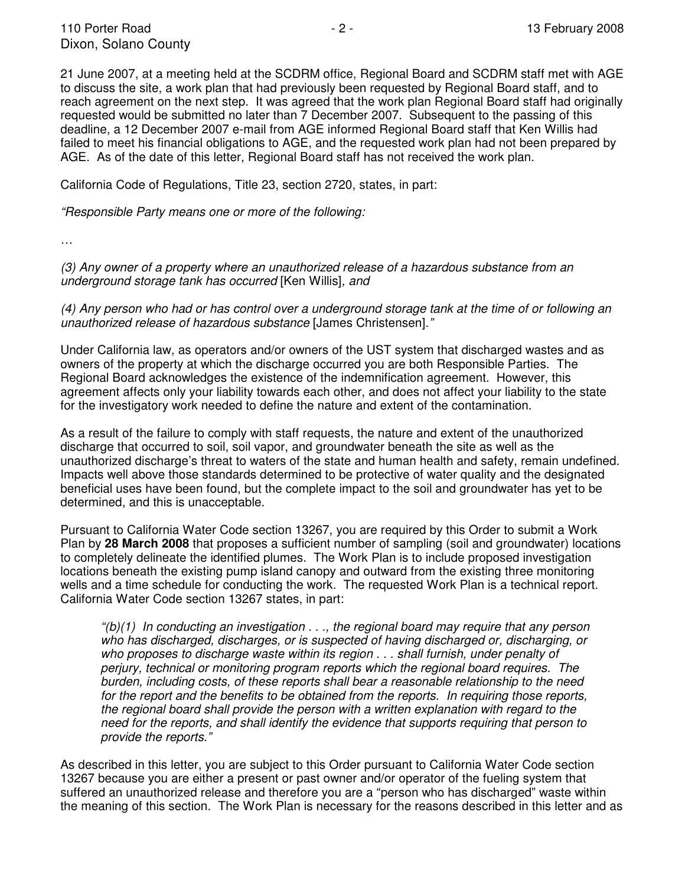21 June 2007, at a meeting held at the SCDRM office, Regional Board and SCDRM staff met with AGE to discuss the site, a work plan that had previously been requested by Regional Board staff, and to reach agreement on the next step. It was agreed that the work plan Regional Board staff had originally requested would be submitted no later than 7 December 2007. Subsequent to the passing of this deadline, a 12 December 2007 e-mail from AGE informed Regional Board staff that Ken Willis had failed to meet his financial obligations to AGE, and the requested work plan had not been prepared by AGE. As of the date of this letter, Regional Board staff has not received the work plan.

California Code of Regulations, Title 23, section 2720, states, in part:

*"Responsible Party means one or more of the following:*

…

*(3) Any owner of a property where an unauthorized release of a hazardous substance from an underground storage tank has occurred* [Ken Willis]*, and*

*(4) Any person who had or has control over a underground storage tank at the time of or following an unauthorized release of hazardous substance* [James Christensen]*."*

Under California law, as operators and/or owners of the UST system that discharged wastes and as owners of the property at which the discharge occurred you are both Responsible Parties. The Regional Board acknowledges the existence of the indemnification agreement. However, this agreement affects only your liability towards each other, and does not affect your liability to the state for the investigatory work needed to define the nature and extent of the contamination.

As a result of the failure to comply with staff requests, the nature and extent of the unauthorized discharge that occurred to soil, soil vapor, and groundwater beneath the site as well as the unauthorized discharge's threat to waters of the state and human health and safety, remain undefined. Impacts well above those standards determined to be protective of water quality and the designated beneficial uses have been found, but the complete impact to the soil and groundwater has yet to be determined, and this is unacceptable.

Pursuant to California Water Code section 13267, you are required by this Order to submit a Work Plan by **28 March 2008** that proposes a sufficient number of sampling (soil and groundwater) locations to completely delineate the identified plumes. The Work Plan is to include proposed investigation locations beneath the existing pump island canopy and outward from the existing three monitoring wells and a time schedule for conducting the work. The requested Work Plan is a technical report. California Water Code section 13267 states, in part:

> *"(b)(1) In conducting an investigation . . ., the regional board may require that any person who has discharged, discharges, or is suspected of having discharged or, discharging, or who proposes to discharge waste within its region . . . shall furnish, under penalty of perjury, technical or monitoring program reports which the regional board requires. The burden, including costs, of these reports shall bear a reasonable relationship to the need for the report and the benefits to be obtained from the reports. In requiring those reports, the regional board shall provide the person with a written explanation with regard to the need for the reports, and shall identify the evidence that supports requiring that person to provide the reports."*

As described in this letter, you are subject to this Order pursuant to California Water Code section 13267 because you are either a present or past owner and/or operator of the fueling system that suffered an unauthorized release and therefore you are a "person who has discharged" waste within the meaning of this section. The Work Plan is necessary for the reasons described in this letter and as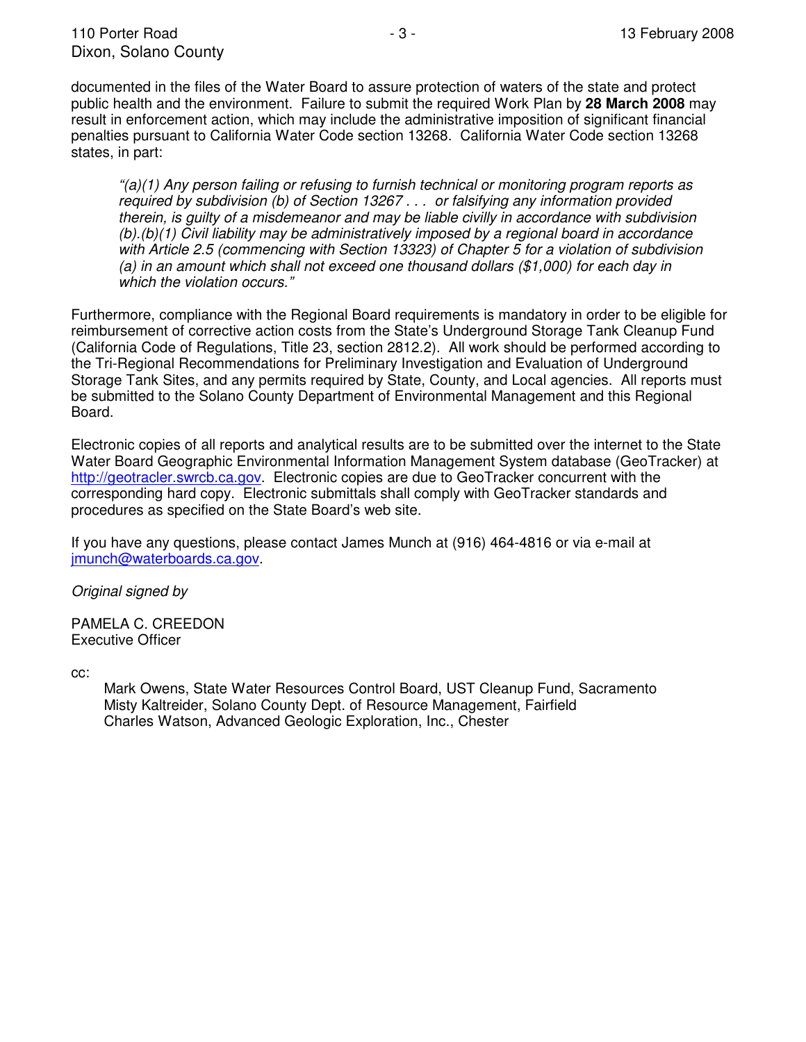documented in the files of the Water Board to assure protection of waters of the state and protect public health and the environment. Failure to submit the required Work Plan by **28 March 2008** may result in enforcement action, which may include the administrative imposition of significant financial penalties pursuant to California Water Code section 13268. California Water Code section 13268 states, in part:

> *"(a)(1) Any person failing or refusing to furnish technical or monitoring program reports as required by subdivision (b) of Section 13267 . . . or falsifying any information provided therein, is guilty of a misdemeanor and may be liable civilly in accordance with subdivision (b).(b)(1) Civil liability may be administratively imposed by a regional board in accordance with Article 2.5 (commencing with Section 13323) of Chapter 5 for a violation of subdivision (a) in an amount which shall not exceed one thousand dollars ($1,000) for each day in which the violation occurs."*

Furthermore, compliance with the Regional Board requirements is mandatory in order to be eligible for reimbursement of corrective action costs from the State's Underground Storage Tank Cleanup Fund (California Code of Regulations, Title 23, section 2812.2). All work should be performed according to the Tri-Regional Recommendations for Preliminary Investigation and Evaluation of Underground Storage Tank Sites, and any permits required by State, County, and Local agencies. All reports must be submitted to the Solano County Department of Environmental Management and this Regional Board.

Electronic copies of all reports and analytical results are to be submitted over the internet to the State Water Board Geographic Environmental Information Management System database (GeoTracker) at http://geotracler.swrcb.ca.gov. Electronic copies are due to GeoTracker concurrent with the corresponding hard copy. Electronic submittals shall comply with GeoTracker standards and procedures as specified on the State Board's web site.

If you have any questions, please contact James Munch at (916) 464-4816 or via e-mail at jmunch@waterboards.ca.gov.

*Original signed by*

PAMELA C. CREEDON
Executive Officer

cc:

Mark Owens, State Water Resources Control Board, UST Cleanup Fund, Sacramento
Misty Kaltreider, Solano County Dept. of Resource Management, Fairfield
Charles Watson, Advanced Geologic Exploration, Inc., Chester